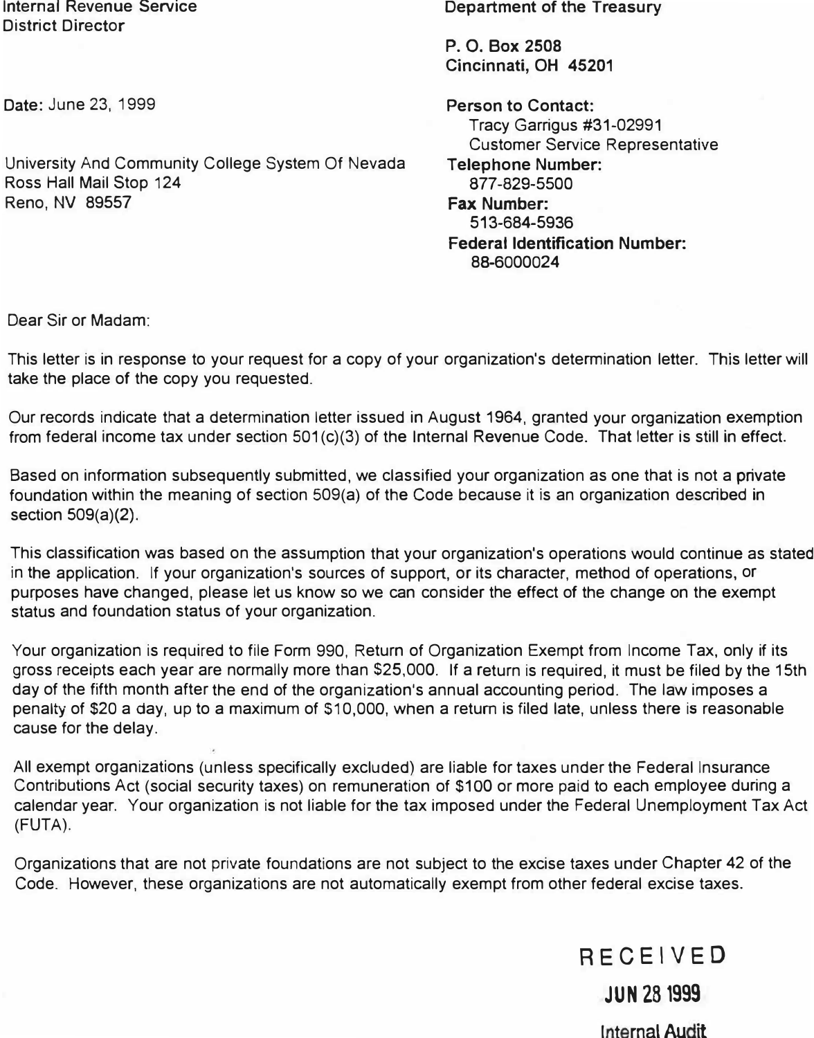Internal Revenue Service
District Director

Department of the Treasury

P. O. Box 2508
Cincinnati, OH 45201

Date: June 23, 1999

University And Community College System Of Nevada
Ross Hall Mail Stop 124
Reno, NV 89557

**Person to Contact:**
Tracy Garrigus #31-02991
Customer Service Representative
**Telephone Number:**
877-829-5500
**Fax Number:**
513-684-5936
**Federal Identification Number:**
88-6000024

Dear Sir or Madam:

This letter is in response to your request for a copy of your organization's determination letter. This letter will take the place of the copy you requested.

Our records indicate that a determination letter issued in August 1964, granted your organization exemption from federal income tax under section 501(c)(3) of the Internal Revenue Code. That letter is still in effect.

Based on information subsequently submitted, we classified your organization as one that is not a private foundation within the meaning of section 509(a) of the Code because it is an organization described in section 509(a)(2).

This classification was based on the assumption that your organization's operations would continue as stated in the application. If your organization's sources of support, or its character, method of operations, or purposes have changed, please let us know so we can consider the effect of the change on the exempt status and foundation status of your organization.

Your organization is required to file Form 990, Return of Organization Exempt from Income Tax, only if its gross receipts each year are normally more than $25,000. If a return is required, it must be filed by the 15th day of the fifth month after the end of the organization's annual accounting period. The law imposes a penalty of $20 a day, up to a maximum of $10,000, when a return is filed late, unless there is reasonable cause for the delay.

All exempt organizations (unless specifically excluded) are liable for taxes under the Federal Insurance Contributions Act (social security taxes) on remuneration of $100 or more paid to each employee during a calendar year. Your organization is not liable for the tax imposed under the Federal Unemployment Tax Act (FUTA).

Organizations that are not private foundations are not subject to the excise taxes under Chapter 42 of the Code. However, these organizations are not automatically exempt from other federal excise taxes.

RECEIVED
JUN 28 1999
Internal Audit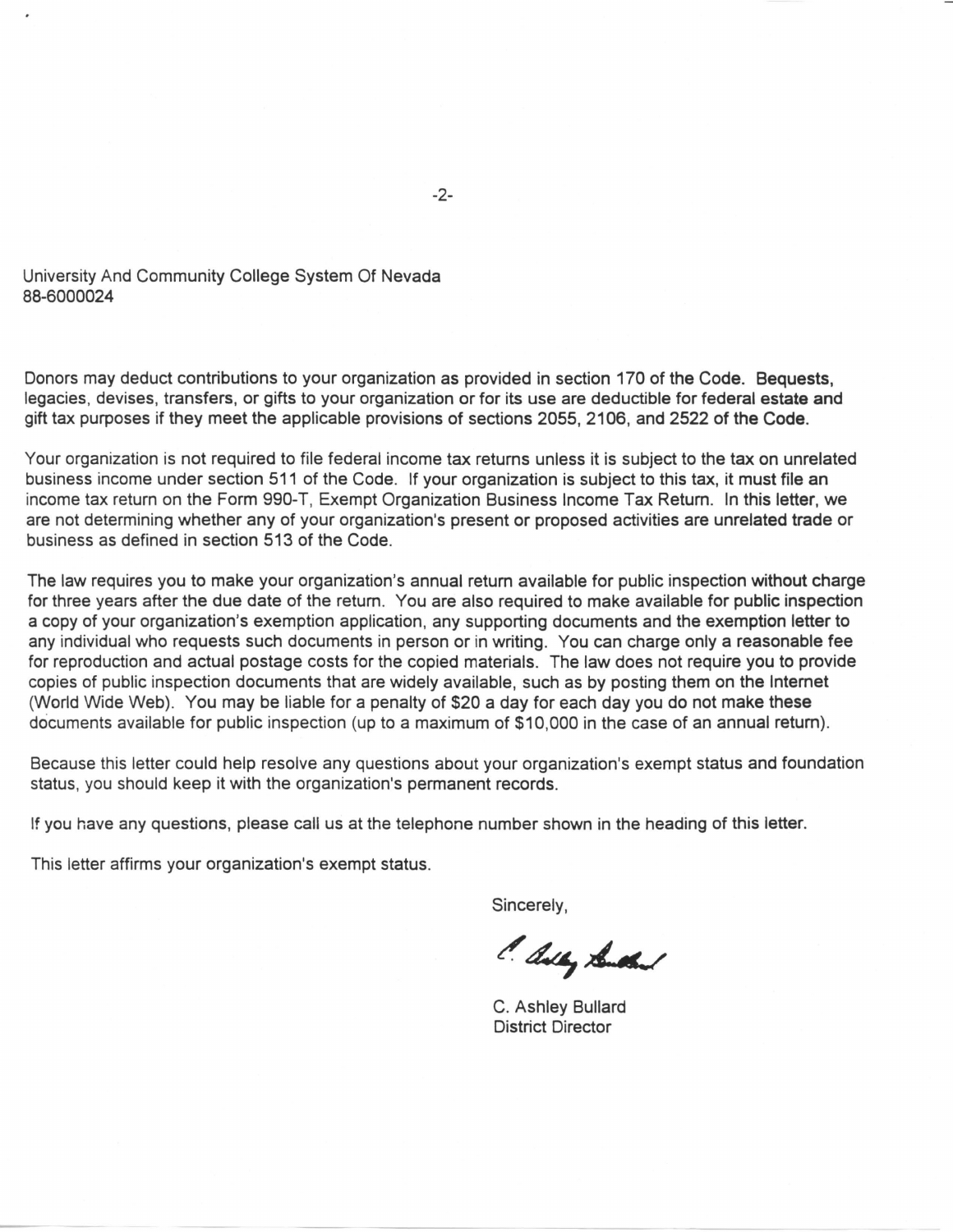University And Community College System Of Nevada
88-6000024

Donors may deduct contributions to your organization as provided in section 170 of the Code. Bequests, legacies, devises, transfers, or gifts to your organization or for its use are deductible for federal estate and gift tax purposes if they meet the applicable provisions of sections 2055, 2106, and 2522 of the Code.

Your organization is not required to file federal income tax returns unless it is subject to the tax on unrelated business income under section 511 of the Code. If your organization is subject to this tax, it must file an income tax return on the Form 990-T, Exempt Organization Business Income Tax Return. In this letter, we are not determining whether any of your organization's present or proposed activities are unrelated trade or business as defined in section 513 of the Code.

The law requires you to make your organization's annual return available for public inspection without charge for three years after the due date of the return. You are also required to make available for public inspection a copy of your organization's exemption application, any supporting documents and the exemption letter to any individual who requests such documents in person or in writing. You can charge only a reasonable fee for reproduction and actual postage costs for the copied materials. The law does not require you to provide copies of public inspection documents that are widely available, such as by posting them on the Internet (World Wide Web). You may be liable for a penalty of $20 a day for each day you do not make these documents available for public inspection (up to a maximum of $10,000 in the case of an annual return).

Because this letter could help resolve any questions about your organization's exempt status and foundation status, you should keep it with the organization's permanent records.

If you have any questions, please call us at the telephone number shown in the heading of this letter.

This letter affirms your organization's exempt status.

Sincerely,

C. Ashley Bullard
District Director